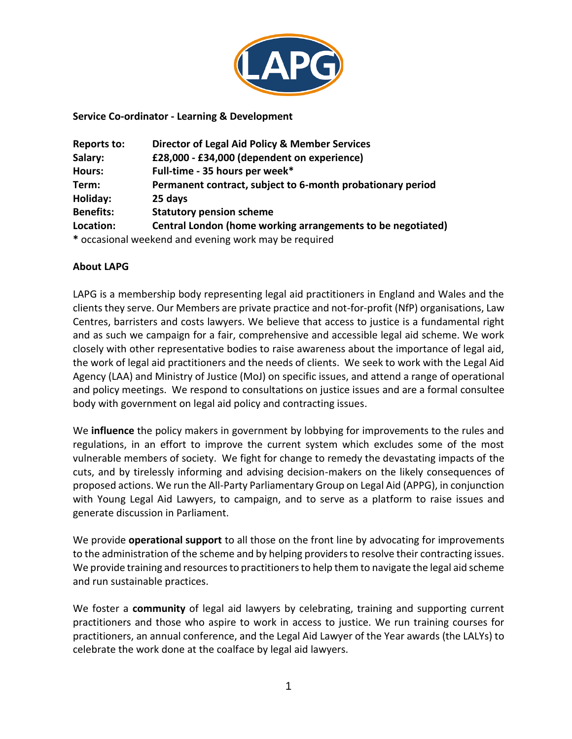**Service Co-ordinator - Learning & Development**

| | |
|---|---|
| **Reports to:** | **Director of Legal Aid Policy & Member Services** |
| **Salary:** | **£28,000 - £34,000 (dependent on experience)** |
| **Hours:** | **Full-time - 35 hours per week*** |
| **Term:** | **Permanent contract, subject to 6-month probationary period** |
| **Holiday:** | **25 days** |
| **Benefits:** | **Statutory pension scheme** |
| **Location:** | **Central London (home working arrangements to be negotiated)** |

**\*** occasional weekend and evening work may be required

**About LAPG**

LAPG is a membership body representing legal aid practitioners in England and Wales and the clients they serve. Our Members are private practice and not-for-profit (NfP) organisations, Law Centres, barristers and costs lawyers. We believe that access to justice is a fundamental right and as such we campaign for a fair, comprehensive and accessible legal aid scheme. We work closely with other representative bodies to raise awareness about the importance of legal aid, the work of legal aid practitioners and the needs of clients. We seek to work with the Legal Aid Agency (LAA) and Ministry of Justice (MoJ) on specific issues, and attend a range of operational and policy meetings. We respond to consultations on justice issues and are a formal consultee body with government on legal aid policy and contracting issues.

We **influence** the policy makers in government by lobbying for improvements to the rules and regulations, in an effort to improve the current system which excludes some of the most vulnerable members of society. We fight for change to remedy the devastating impacts of the cuts, and by tirelessly informing and advising decision-makers on the likely consequences of proposed actions. We run the All-Party Parliamentary Group on Legal Aid (APPG), in conjunction with Young Legal Aid Lawyers, to campaign, and to serve as a platform to raise issues and generate discussion in Parliament.

We provide **operational support** to all those on the front line by advocating for improvements to the administration of the scheme and by helping providers to resolve their contracting issues. We provide training and resources to practitioners to help them to navigate the legal aid scheme and run sustainable practices.

We foster a **community** of legal aid lawyers by celebrating, training and supporting current practitioners and those who aspire to work in access to justice. We run training courses for practitioners, an annual conference, and the Legal Aid Lawyer of the Year awards (the LALYs) to celebrate the work done at the coalface by legal aid lawyers.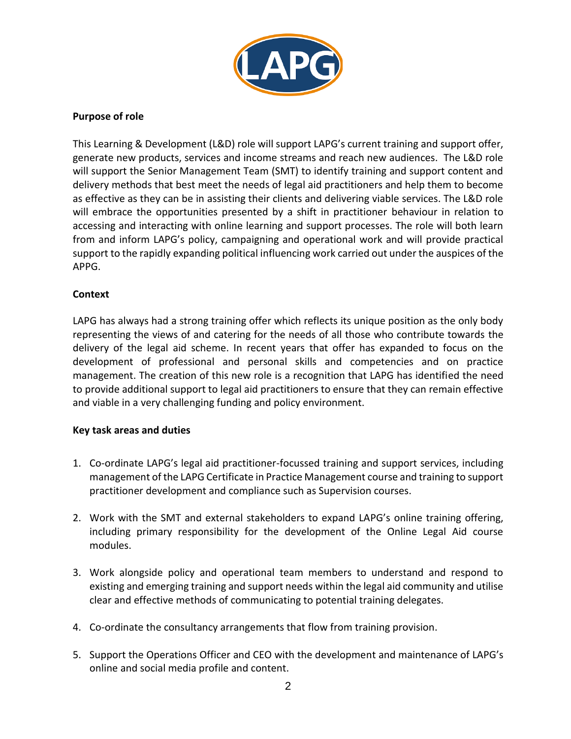**Purpose of role**

This Learning & Development (L&D) role will support LAPG's current training and support offer, generate new products, services and income streams and reach new audiences. The L&D role will support the Senior Management Team (SMT) to identify training and support content and delivery methods that best meet the needs of legal aid practitioners and help them to become as effective as they can be in assisting their clients and delivering viable services. The L&D role will embrace the opportunities presented by a shift in practitioner behaviour in relation to accessing and interacting with online learning and support processes. The role will both learn from and inform LAPG's policy, campaigning and operational work and will provide practical support to the rapidly expanding political influencing work carried out under the auspices of the APPG.

**Context**

LAPG has always had a strong training offer which reflects its unique position as the only body representing the views of and catering for the needs of all those who contribute towards the delivery of the legal aid scheme. In recent years that offer has expanded to focus on the development of professional and personal skills and competencies and on practice management. The creation of this new role is a recognition that LAPG has identified the need to provide additional support to legal aid practitioners to ensure that they can remain effective and viable in a very challenging funding and policy environment.

**Key task areas and duties**

1. Co-ordinate LAPG's legal aid practitioner-focussed training and support services, including management of the LAPG Certificate in Practice Management course and training to support practitioner development and compliance such as Supervision courses.

2. Work with the SMT and external stakeholders to expand LAPG's online training offering, including primary responsibility for the development of the Online Legal Aid course modules.

3. Work alongside policy and operational team members to understand and respond to existing and emerging training and support needs within the legal aid community and utilise clear and effective methods of communicating to potential training delegates.

4. Co-ordinate the consultancy arrangements that flow from training provision.

5. Support the Operations Officer and CEO with the development and maintenance of LAPG's online and social media profile and content.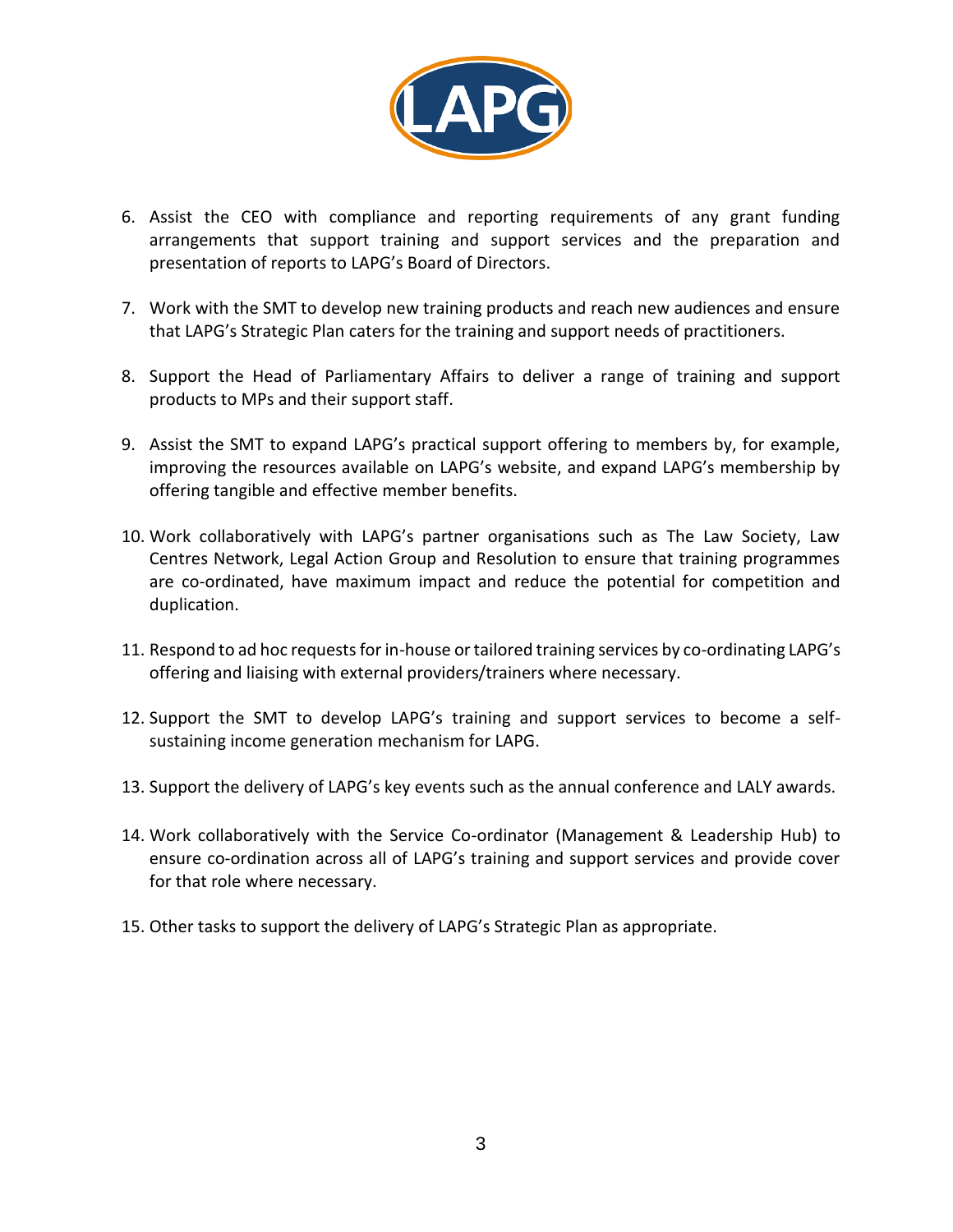6. Assist the CEO with compliance and reporting requirements of any grant funding arrangements that support training and support services and the preparation and presentation of reports to LAPG's Board of Directors.

7. Work with the SMT to develop new training products and reach new audiences and ensure that LAPG's Strategic Plan caters for the training and support needs of practitioners.

8. Support the Head of Parliamentary Affairs to deliver a range of training and support products to MPs and their support staff.

9. Assist the SMT to expand LAPG's practical support offering to members by, for example, improving the resources available on LAPG's website, and expand LAPG's membership by offering tangible and effective member benefits.

10. Work collaboratively with LAPG's partner organisations such as The Law Society, Law Centres Network, Legal Action Group and Resolution to ensure that training programmes are co-ordinated, have maximum impact and reduce the potential for competition and duplication.

11. Respond to ad hoc requests for in-house or tailored training services by co-ordinating LAPG's offering and liaising with external providers/trainers where necessary.

12. Support the SMT to develop LAPG's training and support services to become a self-sustaining income generation mechanism for LAPG.

13. Support the delivery of LAPG's key events such as the annual conference and LALY awards.

14. Work collaboratively with the Service Co-ordinator (Management & Leadership Hub) to ensure co-ordination across all of LAPG's training and support services and provide cover for that role where necessary.

15. Other tasks to support the delivery of LAPG's Strategic Plan as appropriate.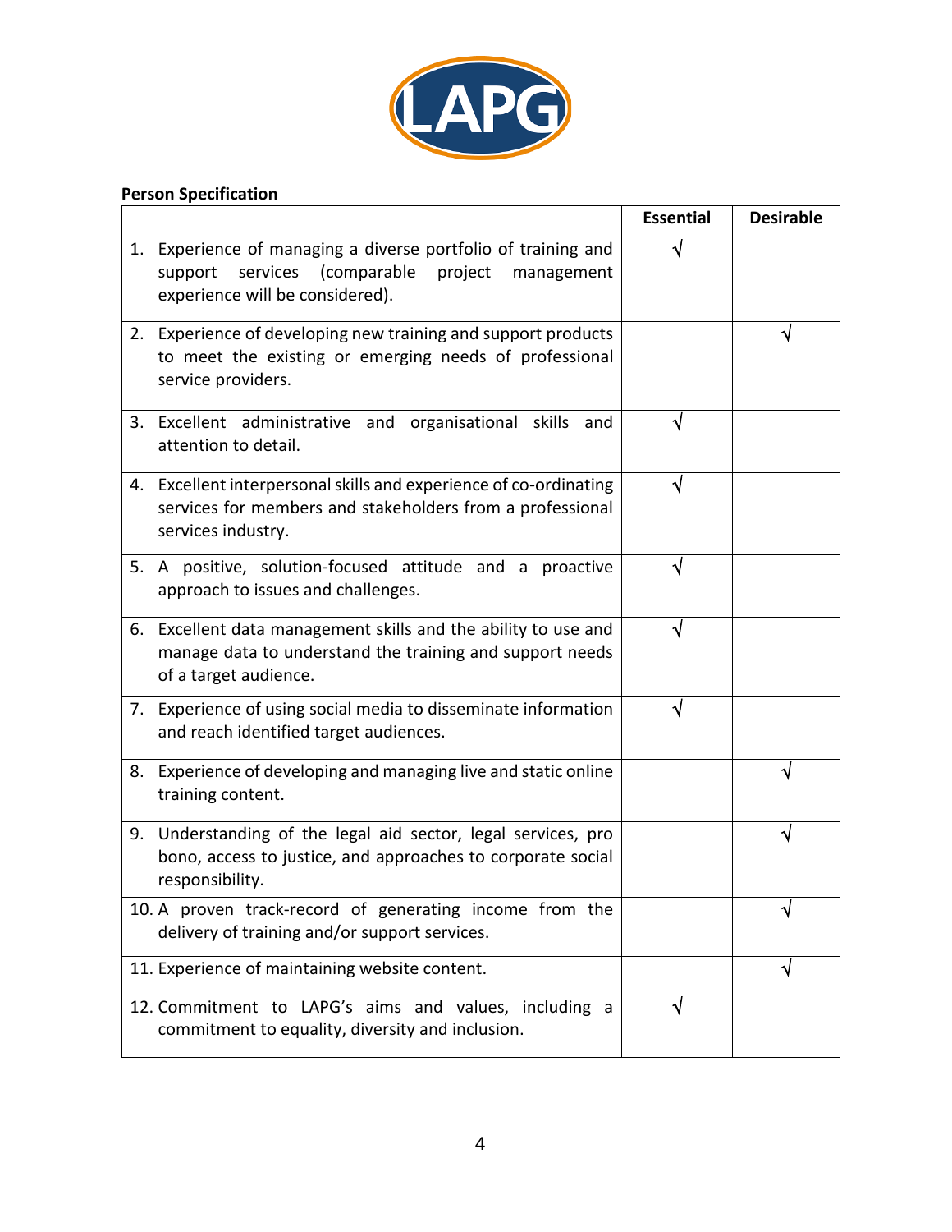**Person Specification**

| | Essential | Desirable |
|---|---|---|
| 1. Experience of managing a diverse portfolio of training and support services (comparable project management experience will be considered). | √ | |
| 2. Experience of developing new training and support products to meet the existing or emerging needs of professional service providers. | | √ |
| 3. Excellent administrative and organisational skills and attention to detail. | √ | |
| 4. Excellent interpersonal skills and experience of co-ordinating services for members and stakeholders from a professional services industry. | √ | |
| 5. A positive, solution-focused attitude and a proactive approach to issues and challenges. | √ | |
| 6. Excellent data management skills and the ability to use and manage data to understand the training and support needs of a target audience. | √ | |
| 7. Experience of using social media to disseminate information and reach identified target audiences. | √ | |
| 8. Experience of developing and managing live and static online training content. | | √ |
| 9. Understanding of the legal aid sector, legal services, pro bono, access to justice, and approaches to corporate social responsibility. | | √ |
| 10. A proven track-record of generating income from the delivery of training and/or support services. | | √ |
| 11. Experience of maintaining website content. | | √ |
| 12. Commitment to LAPG's aims and values, including a commitment to equality, diversity and inclusion. | √ | |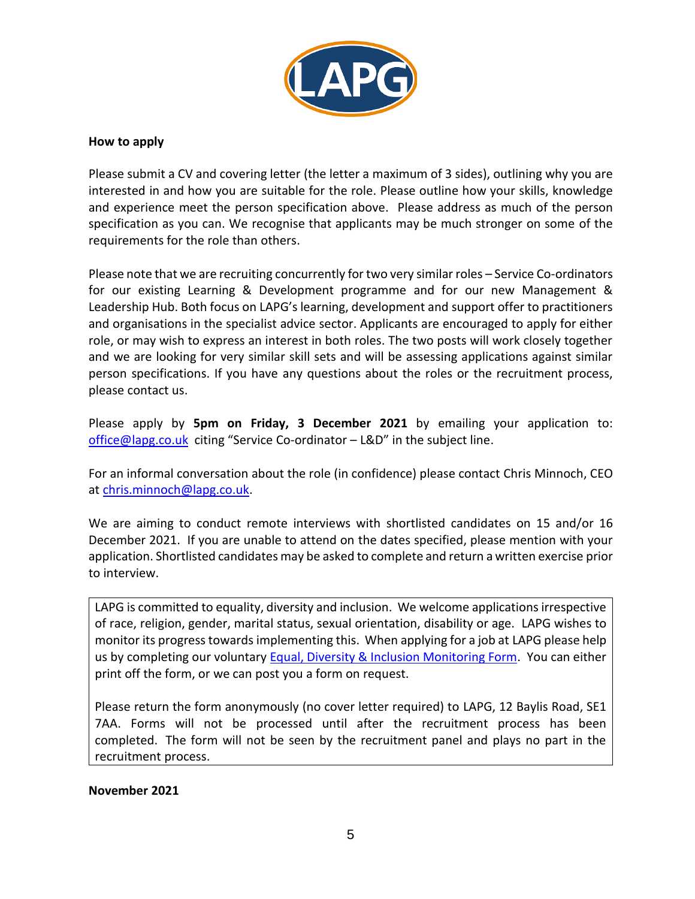**How to apply**

Please submit a CV and covering letter (the letter a maximum of 3 sides), outlining why you are interested in and how you are suitable for the role. Please outline how your skills, knowledge and experience meet the person specification above. Please address as much of the person specification as you can. We recognise that applicants may be much stronger on some of the requirements for the role than others.

Please note that we are recruiting concurrently for two very similar roles – Service Co-ordinators for our existing Learning & Development programme and for our new Management & Leadership Hub. Both focus on LAPG's learning, development and support offer to practitioners and organisations in the specialist advice sector. Applicants are encouraged to apply for either role, or may wish to express an interest in both roles. The two posts will work closely together and we are looking for very similar skill sets and will be assessing applications against similar person specifications. If you have any questions about the roles or the recruitment process, please contact us.

Please apply by **5pm on Friday, 3 December 2021** by emailing your application to: office@lapg.co.uk citing "Service Co-ordinator – L&D" in the subject line.

For an informal conversation about the role (in confidence) please contact Chris Minnoch, CEO at chris.minnoch@lapg.co.uk.

We are aiming to conduct remote interviews with shortlisted candidates on 15 and/or 16 December 2021. If you are unable to attend on the dates specified, please mention with your application. Shortlisted candidates may be asked to complete and return a written exercise prior to interview.

LAPG is committed to equality, diversity and inclusion. We welcome applications irrespective of race, religion, gender, marital status, sexual orientation, disability or age. LAPG wishes to monitor its progress towards implementing this. When applying for a job at LAPG please help us by completing our voluntary Equal, Diversity & Inclusion Monitoring Form. You can either print off the form, or we can post you a form on request.

Please return the form anonymously (no cover letter required) to LAPG, 12 Baylis Road, SE1 7AA. Forms will not be processed until after the recruitment process has been completed. The form will not be seen by the recruitment panel and plays no part in the recruitment process.

**November 2021**